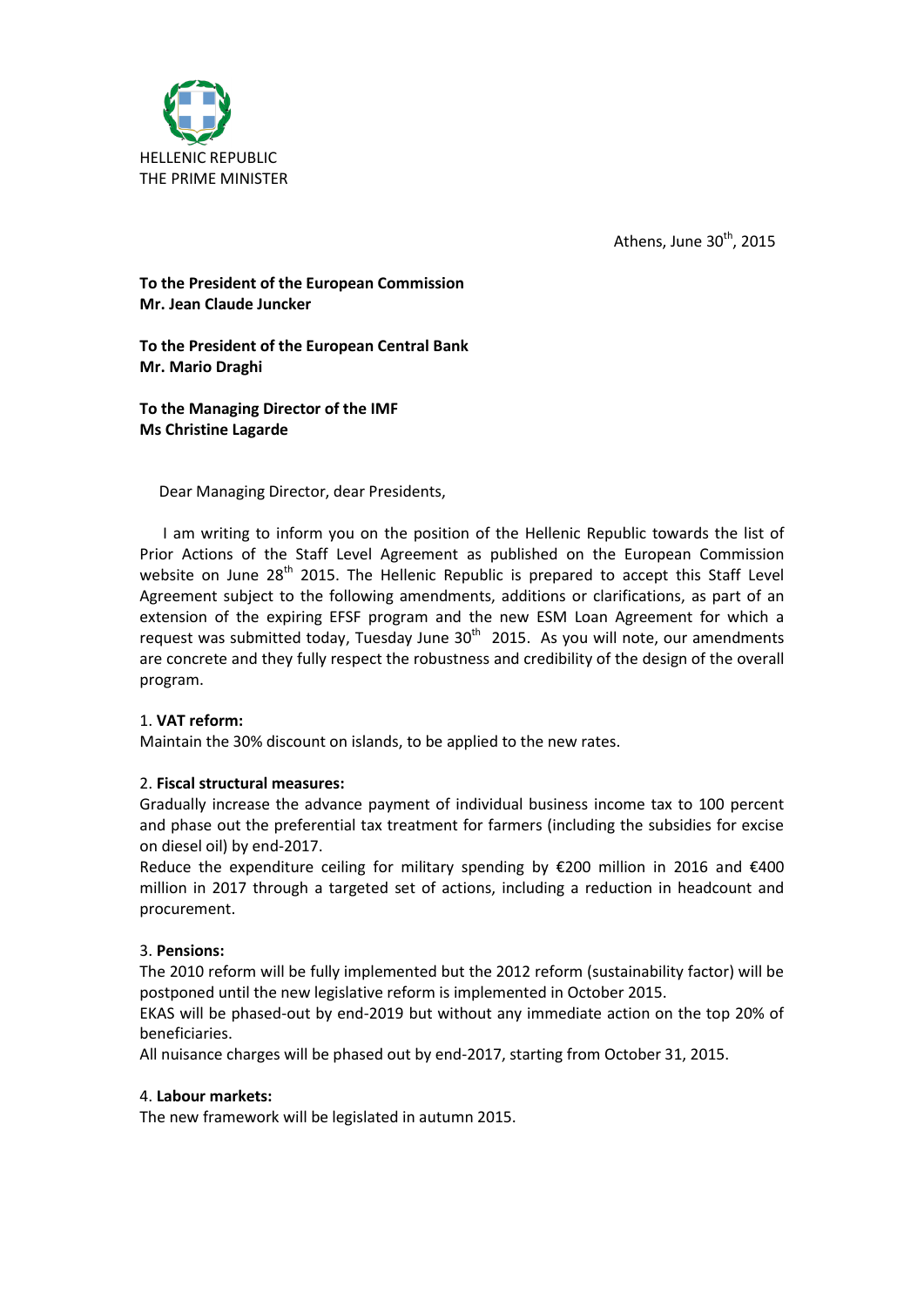HELLENIC REPUBLIC
THE PRIME MINISTER

Athens, June 30th, 2015

**To the President of the European Commission**
**Mr. Jean Claude Juncker**

**To the President of the European Central Bank**
**Mr. Mario Draghi**

**To the Managing Director of the IMF**
**Ms Christine Lagarde**

Dear Managing Director, dear Presidents,

I am writing to inform you on the position of the Hellenic Republic towards the list of Prior Actions of the Staff Level Agreement as published on the European Commission website on June 28th 2015. The Hellenic Republic is prepared to accept this Staff Level Agreement subject to the following amendments, additions or clarifications, as part of an extension of the expiring EFSF program and the new ESM Loan Agreement for which a request was submitted today, Tuesday June 30th 2015. As you will note, our amendments are concrete and they fully respect the robustness and credibility of the design of the overall program.

1. **VAT reform:**
Maintain the 30% discount on islands, to be applied to the new rates.

2. **Fiscal structural measures:**
Gradually increase the advance payment of individual business income tax to 100 percent and phase out the preferential tax treatment for farmers (including the subsidies for excise on diesel oil) by end-2017.
Reduce the expenditure ceiling for military spending by €200 million in 2016 and €400 million in 2017 through a targeted set of actions, including a reduction in headcount and procurement.

3. **Pensions:**
The 2010 reform will be fully implemented but the 2012 reform (sustainability factor) will be postponed until the new legislative reform is implemented in October 2015.
EKAS will be phased-out by end-2019 but without any immediate action on the top 20% of beneficiaries.
All nuisance charges will be phased out by end-2017, starting from October 31, 2015.

4. **Labour markets:**
The new framework will be legislated in autumn 2015.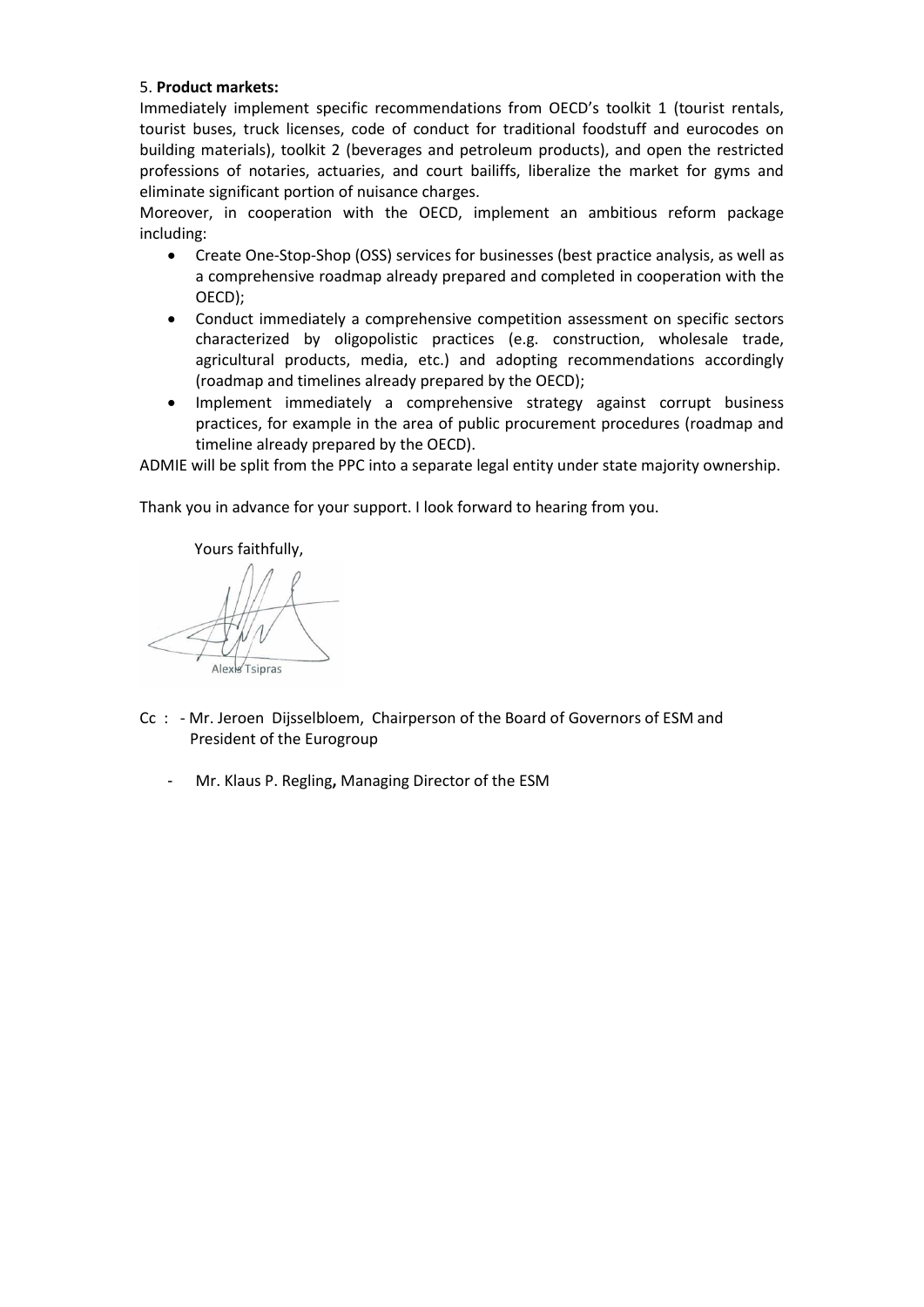5. **Product markets:**
Immediately implement specific recommendations from OECD's toolkit 1 (tourist rentals, tourist buses, truck licenses, code of conduct for traditional foodstuff and eurocodes on building materials), toolkit 2 (beverages and petroleum products), and open the restricted professions of notaries, actuaries, and court bailiffs, liberalize the market for gyms and eliminate significant portion of nuisance charges.
Moreover, in cooperation with the OECD, implement an ambitious reform package including:

- Create One-Stop-Shop (OSS) services for businesses (best practice analysis, as well as a comprehensive roadmap already prepared and completed in cooperation with the OECD);
- Conduct immediately a comprehensive competition assessment on specific sectors characterized by oligopolistic practices (e.g. construction, wholesale trade, agricultural products, media, etc.) and adopting recommendations accordingly (roadmap and timelines already prepared by the OECD);
- Implement immediately a comprehensive strategy against corrupt business practices, for example in the area of public procurement procedures (roadmap and timeline already prepared by the OECD).

ADMIE will be split from the PPC into a separate legal entity under state majority ownership.

Thank you in advance for your support. I look forward to hearing from you.

Yours faithfully,

Alexis Tsipras

Cc : - Mr. Jeroen Dijsselbloem, Chairperson of the Board of Governors of ESM and President of the Eurogroup

- Mr. Klaus P. Regling**,** Managing Director of the ESM